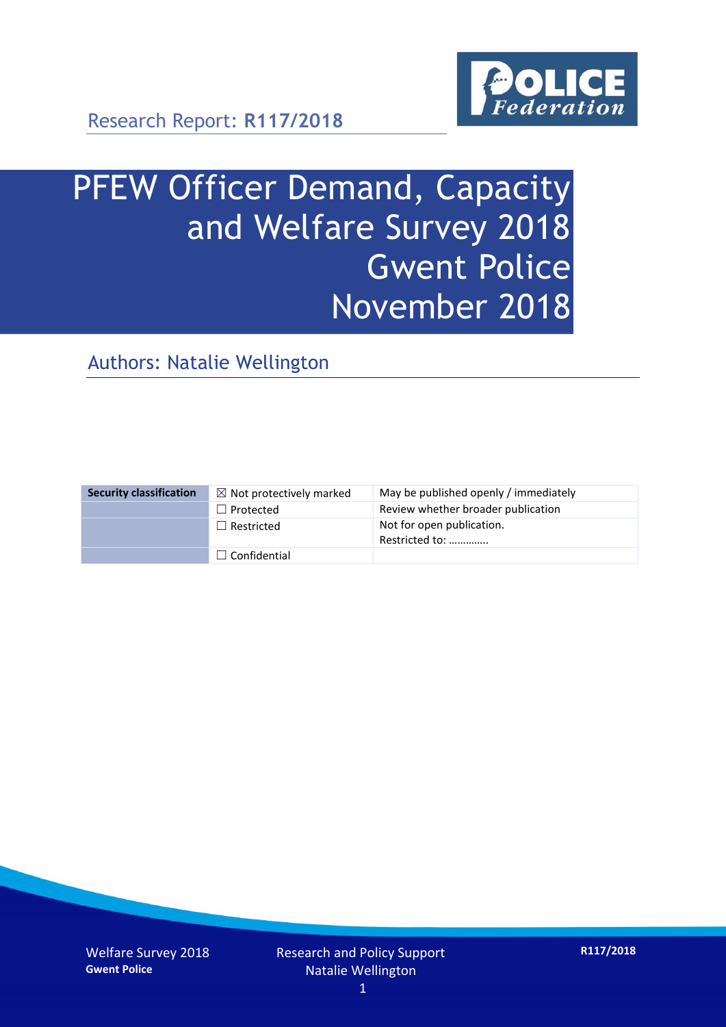Research Report: **R117/2018**

# PFEW Officer Demand, Capacity and Welfare Survey 2018 Gwent Police November 2018

## Authors: Natalie Wellington

| Security classification | ☒ Not protectively marked | May be published openly / immediately |
|---|---|---|
| | ☐ Protected | Review whether broader publication |
| | ☐ Restricted | Not for open publication. Restricted to: ………….. |
| | ☐ Confidential | |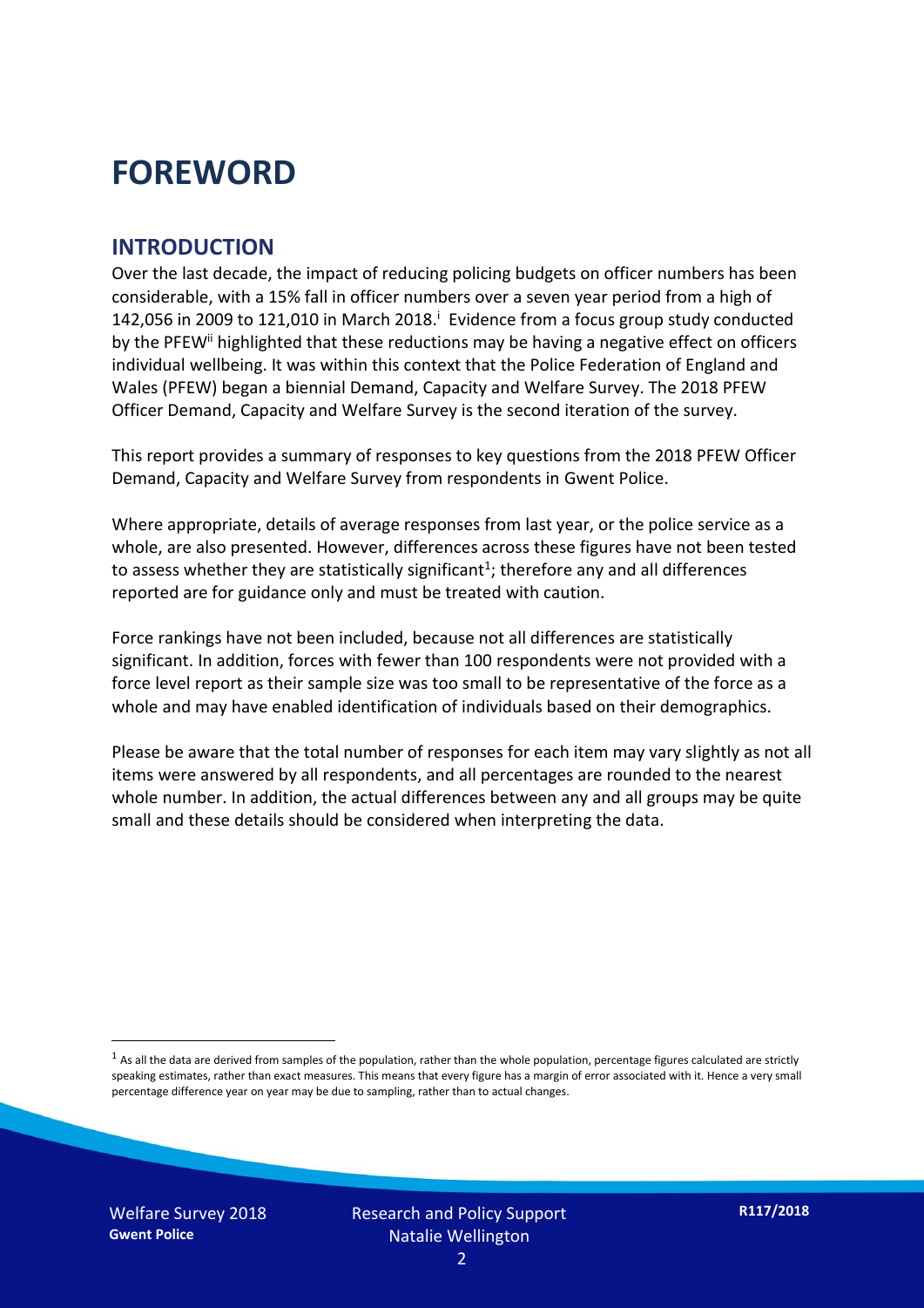# FOREWORD

## INTRODUCTION

Over the last decade, the impact of reducing policing budgets on officer numbers has been considerable, with a 15% fall in officer numbers over a seven year period from a high of 142,056 in 2009 to 121,010 in March 2018.[i] Evidence from a focus group study conducted by the PFEW[ii] highlighted that these reductions may be having a negative effect on officers individual wellbeing. It was within this context that the Police Federation of England and Wales (PFEW) began a biennial Demand, Capacity and Welfare Survey. The 2018 PFEW Officer Demand, Capacity and Welfare Survey is the second iteration of the survey.

This report provides a summary of responses to key questions from the 2018 PFEW Officer Demand, Capacity and Welfare Survey from respondents in Gwent Police.

Where appropriate, details of average responses from last year, or the police service as a whole, are also presented. However, differences across these figures have not been tested to assess whether they are statistically significant[1]; therefore any and all differences reported are for guidance only and must be treated with caution.

Force rankings have not been included, because not all differences are statistically significant. In addition, forces with fewer than 100 respondents were not provided with a force level report as their sample size was too small to be representative of the force as a whole and may have enabled identification of individuals based on their demographics.

Please be aware that the total number of responses for each item may vary slightly as not all items were answered by all respondents, and all percentages are rounded to the nearest whole number. In addition, the actual differences between any and all groups may be quite small and these details should be considered when interpreting the data.

[1] As all the data are derived from samples of the population, rather than the whole population, percentage figures calculated are strictly speaking estimates, rather than exact measures. This means that every figure has a margin of error associated with it. Hence a very small percentage difference year on year may be due to sampling, rather than to actual changes.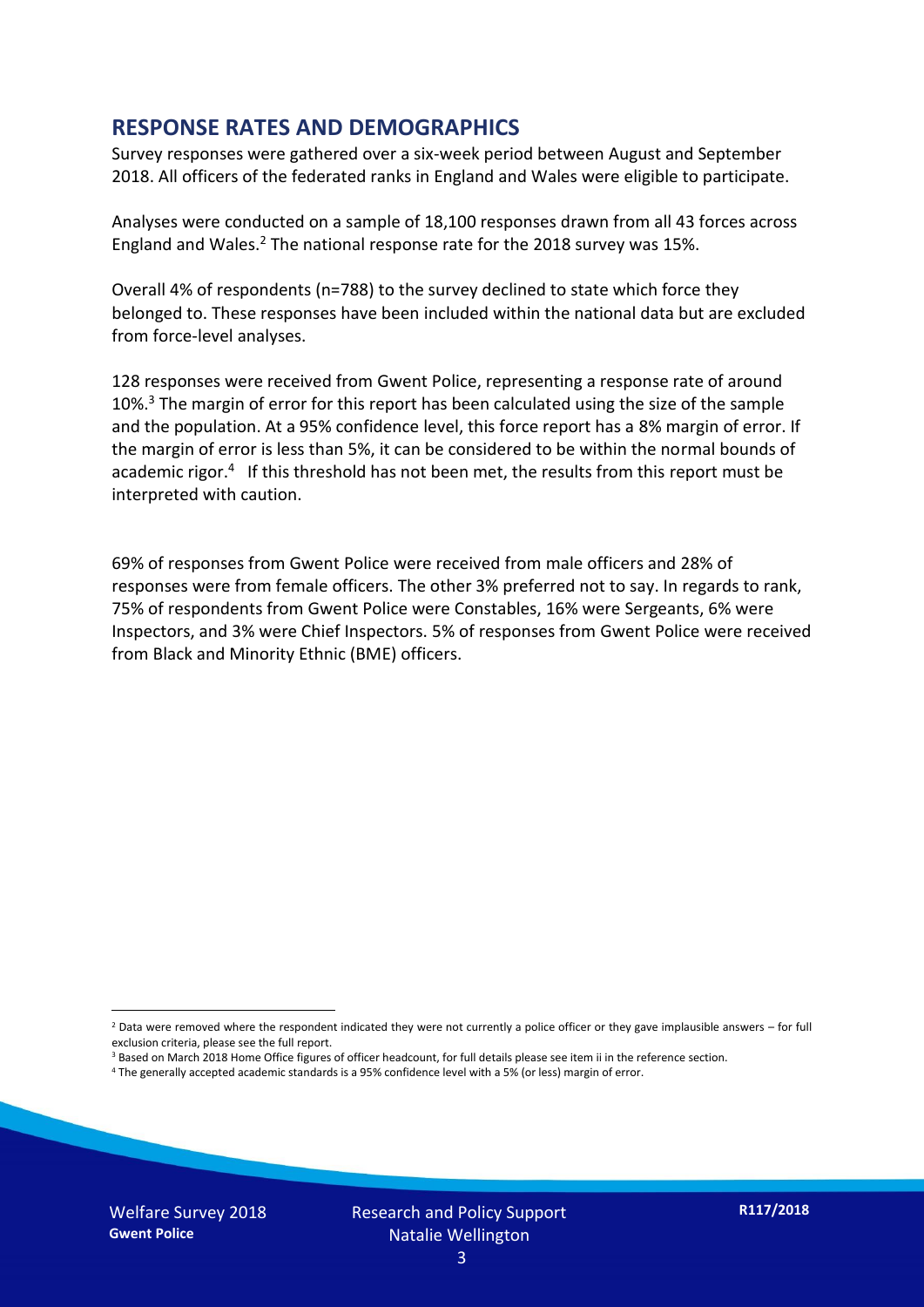## RESPONSE RATES AND DEMOGRAPHICS

Survey responses were gathered over a six-week period between August and September 2018. All officers of the federated ranks in England and Wales were eligible to participate.

Analyses were conducted on a sample of 18,100 responses drawn from all 43 forces across England and Wales.[2] The national response rate for the 2018 survey was 15%.

Overall 4% of respondents (n=788) to the survey declined to state which force they belonged to. These responses have been included within the national data but are excluded from force-level analyses.

128 responses were received from Gwent Police, representing a response rate of around 10%.[3] The margin of error for this report has been calculated using the size of the sample and the population. At a 95% confidence level, this force report has a 8% margin of error. If the margin of error is less than 5%, it can be considered to be within the normal bounds of academic rigor.[4] If this threshold has not been met, the results from this report must be interpreted with caution.

69% of responses from Gwent Police were received from male officers and 28% of responses were from female officers. The other 3% preferred not to say. In regards to rank, 75% of respondents from Gwent Police were Constables, 16% were Sergeants, 6% were Inspectors, and 3% were Chief Inspectors. 5% of responses from Gwent Police were received from Black and Minority Ethnic (BME) officers.

---

[2] Data were removed where the respondent indicated they were not currently a police officer or they gave implausible answers – for full exclusion criteria, please see the full report.

[3] Based on March 2018 Home Office figures of officer headcount, for full details please see item ii in the reference section.

[4] The generally accepted academic standards is a 95% confidence level with a 5% (or less) margin of error.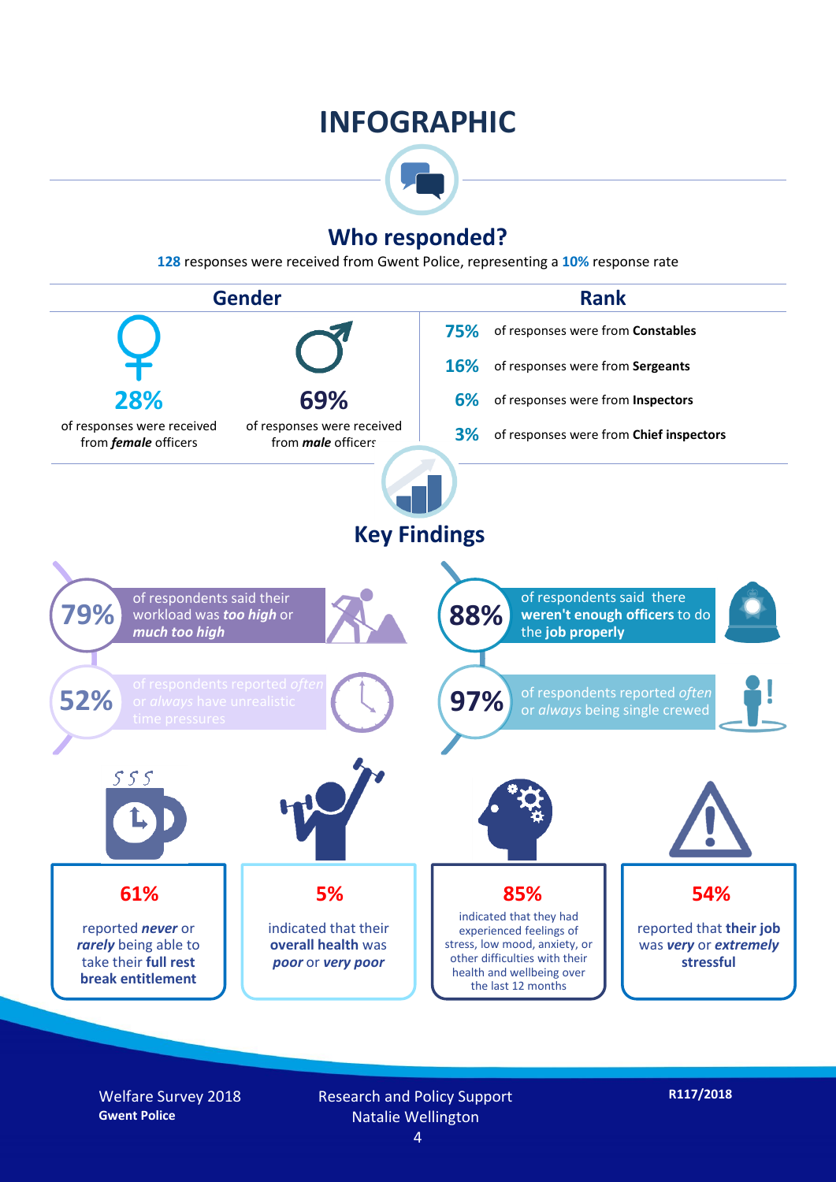# INFOGRAPHIC

## Who responded?

**128** responses were received from Gwent Police, representing a **10%** response rate

### Gender

**28%** of responses were received from ***female*** officers

**69%** of responses were received from ***male*** officers

### Rank

- **75%** of responses were from **Constables**
- **16%** of responses were from **Sergeants**
- **6%** of responses were from **Inspectors**
- **3%** of responses were from **Chief inspectors**

## Key Findings

**79%** of respondents said their workload was ***too high*** or ***much too high***

**52%** of respondents reported *often* or *always* have unrealistic time pressures

**88%** of respondents said there **weren't enough officers** to do the **job properly**

**97%** of respondents reported *often* or *always* being single crewed

**61%** reported ***never*** or ***rarely*** being able to take their **full rest break entitlement**

**5%** indicated that their **overall health** was ***poor*** or ***very poor***

**85%** indicated that they had experienced feelings of stress, low mood, anxiety, or other difficulties with their health and wellbeing over the last 12 months

**54%** reported that **their job** was ***very*** or ***extremely*** **stressful**

Welfare Survey 2018
**Gwent Police**

Research and Policy Support
Natalie Wellington

**R117/2018**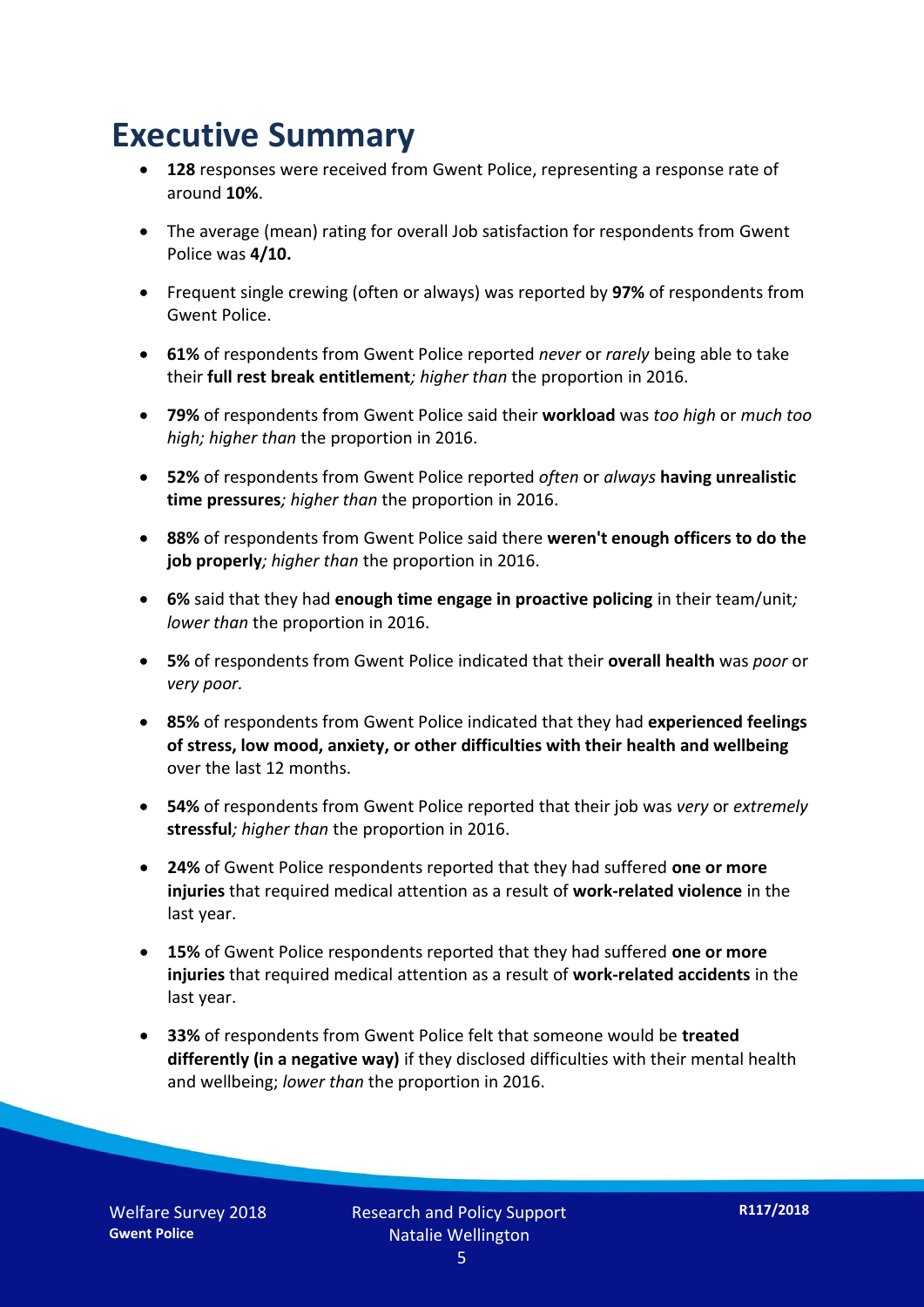# Executive Summary

- **128** responses were received from Gwent Police, representing a response rate of around **10%**.
- The average (mean) rating for overall Job satisfaction for respondents from Gwent Police was **4/10.**
- Frequent single crewing (often or always) was reported by **97%** of respondents from Gwent Police.
- **61%** of respondents from Gwent Police reported *never* or *rarely* being able to take their **full rest break entitlement***; higher than* the proportion in 2016.
- **79%** of respondents from Gwent Police said their **workload** was *too high* or *much too high; higher than* the proportion in 2016.
- **52%** of respondents from Gwent Police reported *often* or *always* **having unrealistic time pressures***; higher than* the proportion in 2016.
- **88%** of respondents from Gwent Police said there **weren't enough officers to do the job properly***; higher than* the proportion in 2016.
- **6%** said that they had **enough time engage in proactive policing** in their team/unit*; lower than* the proportion in 2016.
- **5%** of respondents from Gwent Police indicated that their **overall health** was *poor* or *very poor.*
- **85%** of respondents from Gwent Police indicated that they had **experienced feelings of stress, low mood, anxiety, or other difficulties with their health and wellbeing** over the last 12 months.
- **54%** of respondents from Gwent Police reported that their job was *very* or *extremely* **stressful***; higher than* the proportion in 2016.
- **24%** of Gwent Police respondents reported that they had suffered **one or more injuries** that required medical attention as a result of **work-related violence** in the last year.
- **15%** of Gwent Police respondents reported that they had suffered **one or more injuries** that required medical attention as a result of **work-related accidents** in the last year.
- **33%** of respondents from Gwent Police felt that someone would be **treated differently (in a negative way)** if they disclosed difficulties with their mental health and wellbeing; *lower than* the proportion in 2016.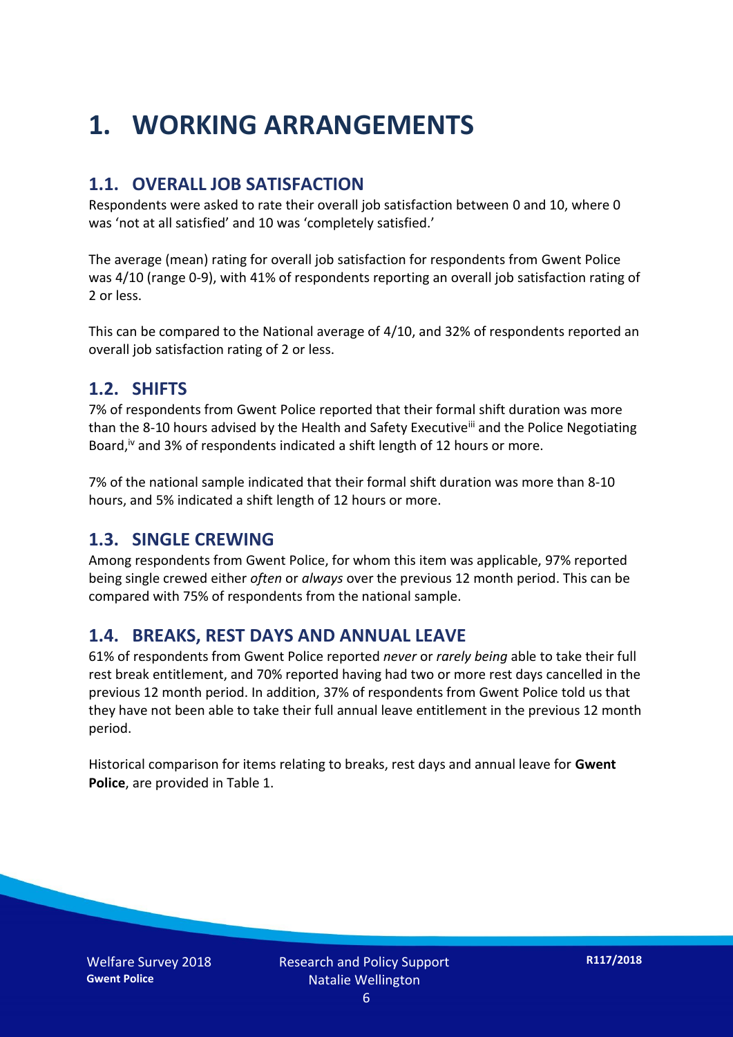# 1. WORKING ARRANGEMENTS

## 1.1. OVERALL JOB SATISFACTION

Respondents were asked to rate their overall job satisfaction between 0 and 10, where 0 was 'not at all satisfied' and 10 was 'completely satisfied.'

The average (mean) rating for overall job satisfaction for respondents from Gwent Police was 4/10 (range 0-9), with 41% of respondents reporting an overall job satisfaction rating of 2 or less.

This can be compared to the National average of 4/10, and 32% of respondents reported an overall job satisfaction rating of 2 or less.

## 1.2. SHIFTS

7% of respondents from Gwent Police reported that their formal shift duration was more than the 8-10 hours advised by the Health and Safety Executive[iii] and the Police Negotiating Board,[iv] and 3% of respondents indicated a shift length of 12 hours or more.

7% of the national sample indicated that their formal shift duration was more than 8-10 hours, and 5% indicated a shift length of 12 hours or more.

## 1.3. SINGLE CREWING

Among respondents from Gwent Police, for whom this item was applicable, 97% reported being single crewed either *often* or *always* over the previous 12 month period. This can be compared with 75% of respondents from the national sample.

## 1.4. BREAKS, REST DAYS AND ANNUAL LEAVE

61% of respondents from Gwent Police reported *never* or *rarely being* able to take their full rest break entitlement, and 70% reported having had two or more rest days cancelled in the previous 12 month period. In addition, 37% of respondents from Gwent Police told us that they have not been able to take their full annual leave entitlement in the previous 12 month period.

Historical comparison for items relating to breaks, rest days and annual leave for **Gwent Police**, are provided in Table 1.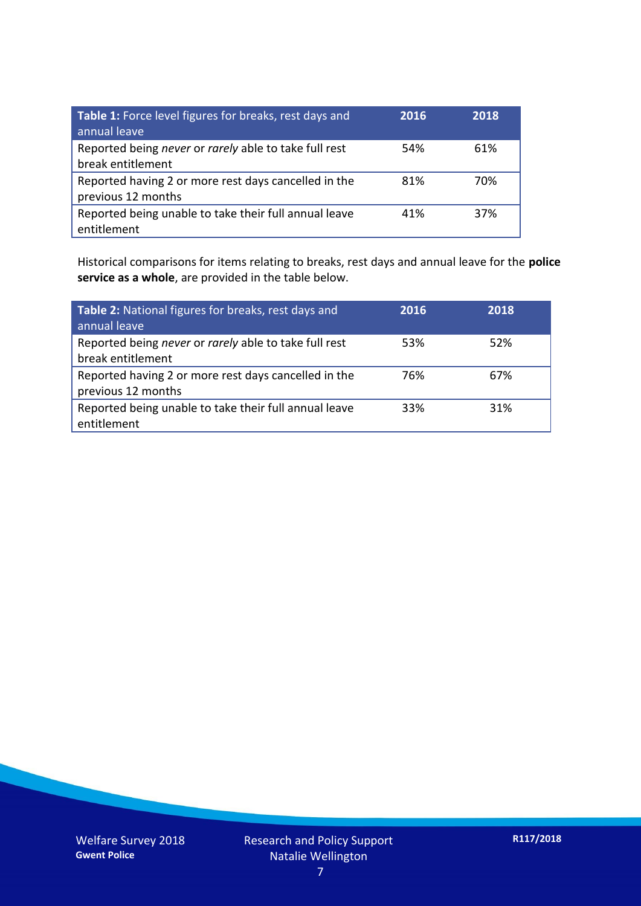| **Table 1:** Force level figures for breaks, rest days and annual leave | **2016** | **2018** |
|---|---|---|
| Reported being *never* or *rarely* able to take full rest break entitlement | 54% | 61% |
| Reported having 2 or more rest days cancelled in the previous 12 months | 81% | 70% |
| Reported being unable to take their full annual leave entitlement | 41% | 37% |

Historical comparisons for items relating to breaks, rest days and annual leave for the **police service as a whole**, are provided in the table below.

| **Table 2:** National figures for breaks, rest days and annual leave | **2016** | **2018** |
|---|---|---|
| Reported being *never* or *rarely* able to take full rest break entitlement | 53% | 52% |
| Reported having 2 or more rest days cancelled in the previous 12 months | 76% | 67% |
| Reported being unable to take their full annual leave entitlement | 33% | 31% |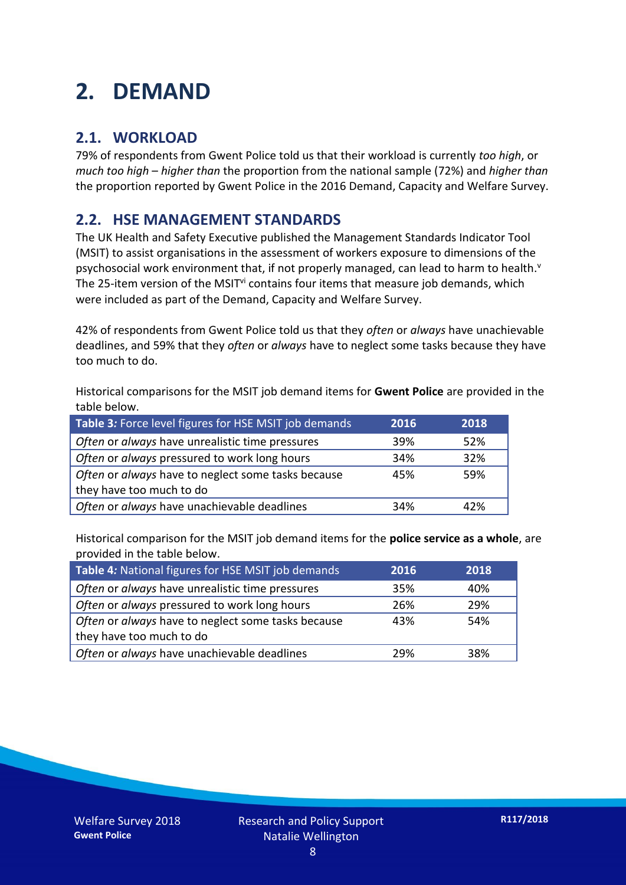# 2. DEMAND

## 2.1. WORKLOAD

79% of respondents from Gwent Police told us that their workload is currently *too high*, or *much too high* – *higher than* the proportion from the national sample (72%) and *higher than* the proportion reported by Gwent Police in the 2016 Demand, Capacity and Welfare Survey.

## 2.2. HSE MANAGEMENT STANDARDS

The UK Health and Safety Executive published the Management Standards Indicator Tool (MSIT) to assist organisations in the assessment of workers exposure to dimensions of the psychosocial work environment that, if not properly managed, can lead to harm to health.[v] The 25-item version of the MSIT[vi] contains four items that measure job demands, which were included as part of the Demand, Capacity and Welfare Survey.

42% of respondents from Gwent Police told us that they *often* or *always* have unachievable deadlines, and 59% that they *often* or *always* have to neglect some tasks because they have too much to do.

Historical comparisons for the MSIT job demand items for **Gwent Police** are provided in the table below.

| **Table 3***:* Force level figures for HSE MSIT job demands | 2016 | 2018 |
|---|---|---|
| *Often* or *always* have unrealistic time pressures | 39% | 52% |
| *Often* or *always* pressured to work long hours | 34% | 32% |
| *Often* or *always* have to neglect some tasks because they have too much to do | 45% | 59% |
| *Often* or *always* have unachievable deadlines | 34% | 42% |

Historical comparison for the MSIT job demand items for the **police service as a whole**, are provided in the table below.

| **Table 4***:* National figures for HSE MSIT job demands | 2016 | 2018 |
|---|---|---|
| *Often* or *always* have unrealistic time pressures | 35% | 40% |
| *Often* or *always* pressured to work long hours | 26% | 29% |
| *Often* or *always* have to neglect some tasks because they have too much to do | 43% | 54% |
| *Often* or *always* have unachievable deadlines | 29% | 38% |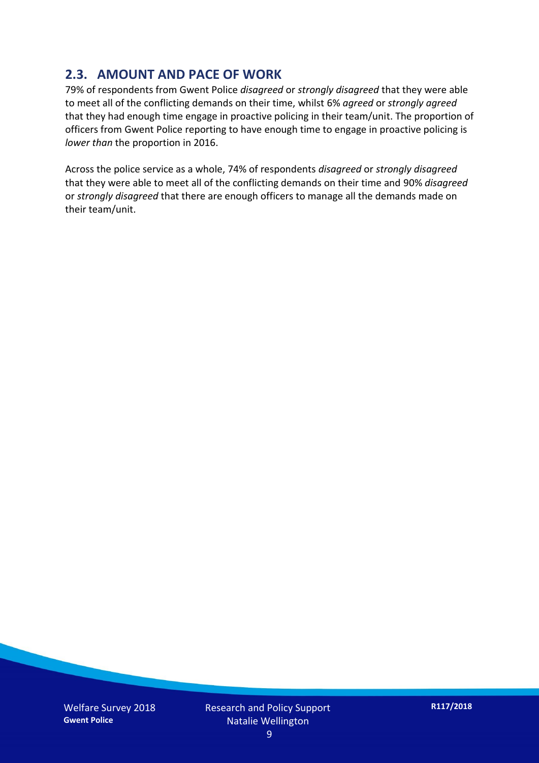## 2.3. AMOUNT AND PACE OF WORK

79% of respondents from Gwent Police *disagreed* or *strongly disagreed* that they were able to meet all of the conflicting demands on their time, whilst 6% *agreed* or *strongly agreed* that they had enough time engage in proactive policing in their team/unit. The proportion of officers from Gwent Police reporting to have enough time to engage in proactive policing is *lower than* the proportion in 2016.

Across the police service as a whole, 74% of respondents *disagreed* or *strongly disagreed* that they were able to meet all of the conflicting demands on their time and 90% *disagreed* or *strongly disagreed* that there are enough officers to manage all the demands made on their team/unit.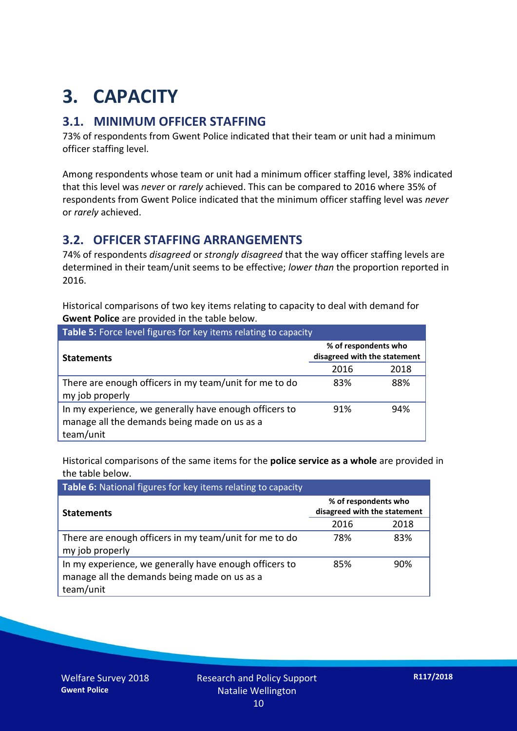# 3. CAPACITY

## 3.1. MINIMUM OFFICER STAFFING

73% of respondents from Gwent Police indicated that their team or unit had a minimum officer staffing level.

Among respondents whose team or unit had a minimum officer staffing level, 38% indicated that this level was *never* or *rarely* achieved. This can be compared to 2016 where 35% of respondents from Gwent Police indicated that the minimum officer staffing level was *never* or *rarely* achieved.

## 3.2. OFFICER STAFFING ARRANGEMENTS

74% of respondents *disagreed* or *strongly disagreed* that the way officer staffing levels are determined in their team/unit seems to be effective; *lower than* the proportion reported in 2016.

Historical comparisons of two key items relating to capacity to deal with demand for **Gwent Police** are provided in the table below.

**Table 5:** Force level figures for key items relating to capacity

| Statements | % of respondents who disagreed with the statement | |
|---|---|---|
| | 2016 | 2018 |
| There are enough officers in my team/unit for me to do my job properly | 83% | 88% |
| In my experience, we generally have enough officers to manage all the demands being made on us as a team/unit | 91% | 94% |

Historical comparisons of the same items for the **police service as a whole** are provided in the table below.

**Table 6:** National figures for key items relating to capacity

| Statements | % of respondents who disagreed with the statement | |
|---|---|---|
| | 2016 | 2018 |
| There are enough officers in my team/unit for me to do my job properly | 78% | 83% |
| In my experience, we generally have enough officers to manage all the demands being made on us as a team/unit | 85% | 90% |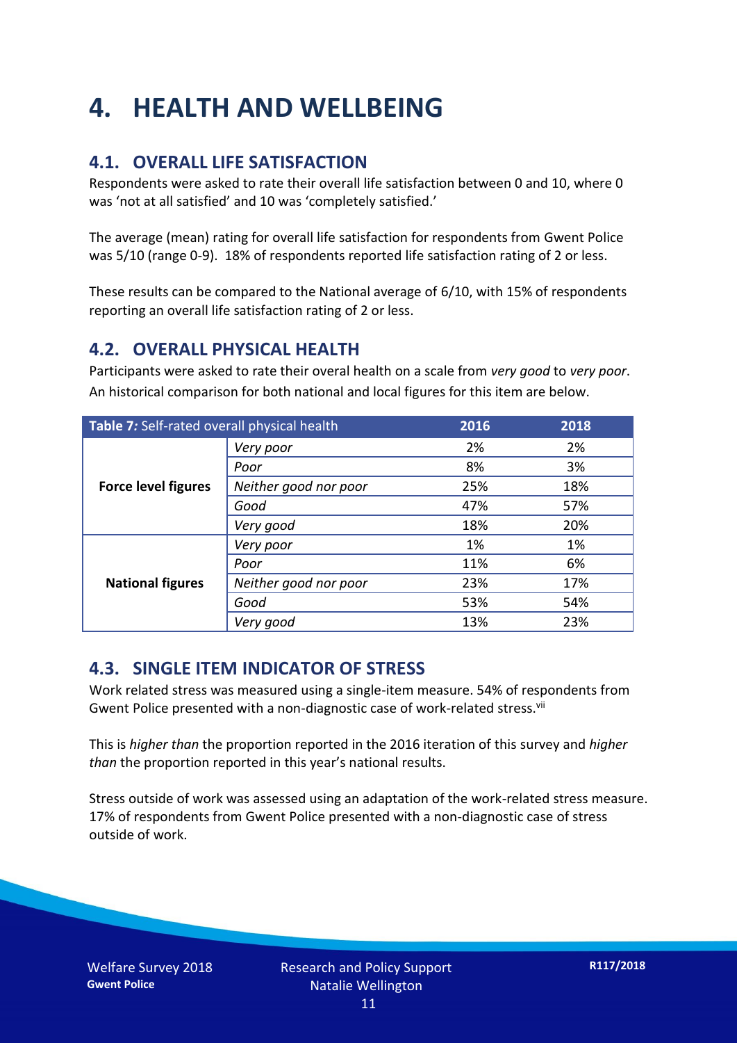# 4. HEALTH AND WELLBEING

## 4.1. OVERALL LIFE SATISFACTION

Respondents were asked to rate their overall life satisfaction between 0 and 10, where 0 was 'not at all satisfied' and 10 was 'completely satisfied.'

The average (mean) rating for overall life satisfaction for respondents from Gwent Police was 5/10 (range 0-9). 18% of respondents reported life satisfaction rating of 2 or less.

These results can be compared to the National average of 6/10, with 15% of respondents reporting an overall life satisfaction rating of 2 or less.

## 4.2. OVERALL PHYSICAL HEALTH

Participants were asked to rate their overal health on a scale from *very good* to *very poor*. An historical comparison for both national and local figures for this item are below.

| **Table 7:** Self-rated overall physical health | | 2016 | 2018 |
|---|---|---|---|
| **Force level figures** | *Very poor* | 2% | 2% |
| | *Poor* | 8% | 3% |
| | *Neither good nor poor* | 25% | 18% |
| | *Good* | 47% | 57% |
| | *Very good* | 18% | 20% |
| **National figures** | *Very poor* | 1% | 1% |
| | *Poor* | 11% | 6% |
| | *Neither good nor poor* | 23% | 17% |
| | *Good* | 53% | 54% |
| | *Very good* | 13% | 23% |

## 4.3. SINGLE ITEM INDICATOR OF STRESS

Work related stress was measured using a single-item measure. 54% of respondents from Gwent Police presented with a non-diagnostic case of work-related stress.[vii]

This is *higher than* the proportion reported in the 2016 iteration of this survey and *higher than* the proportion reported in this year's national results.

Stress outside of work was assessed using an adaptation of the work-related stress measure. 17% of respondents from Gwent Police presented with a non-diagnostic case of stress outside of work.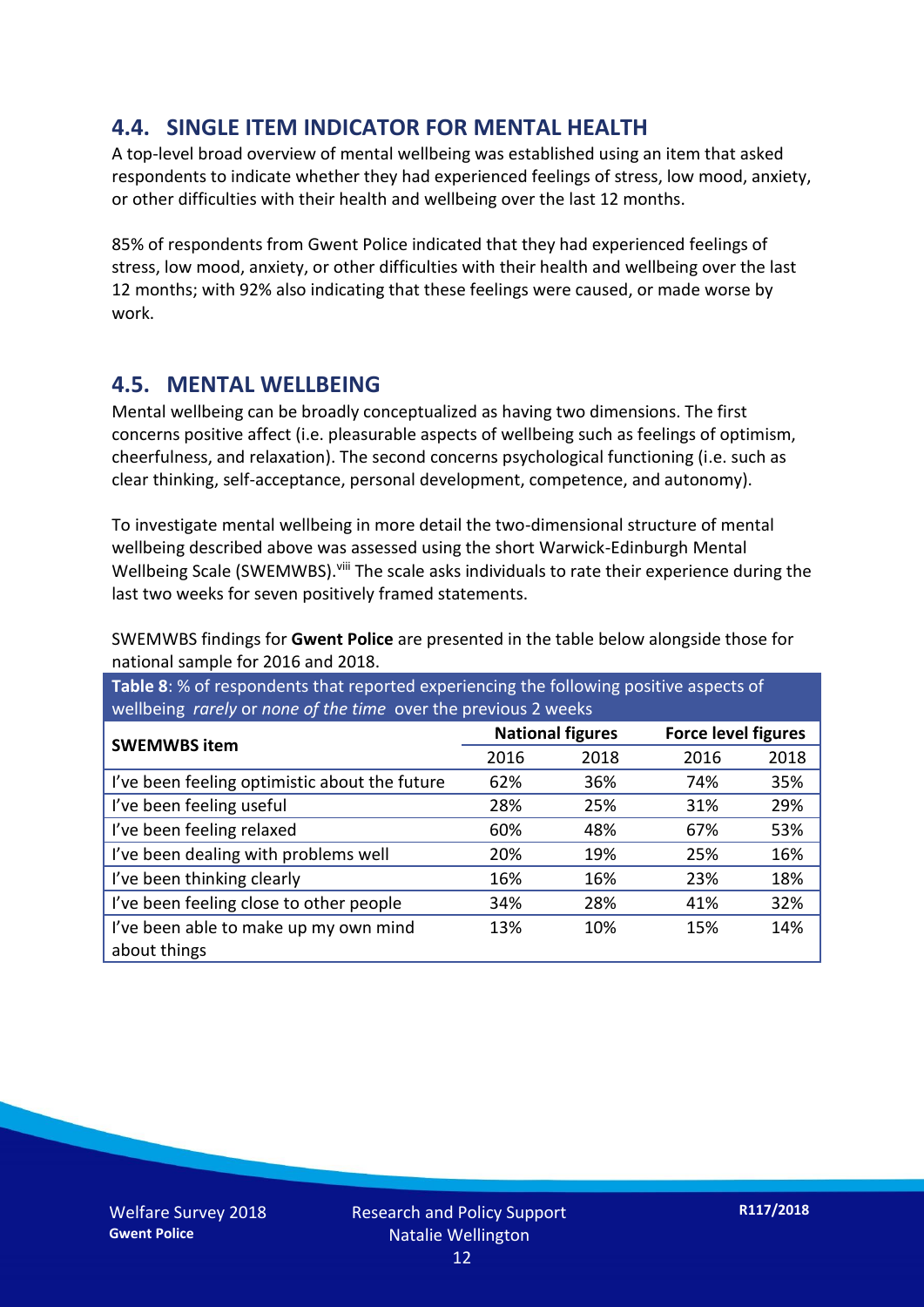## 4.4. SINGLE ITEM INDICATOR FOR MENTAL HEALTH

A top-level broad overview of mental wellbeing was established using an item that asked respondents to indicate whether they had experienced feelings of stress, low mood, anxiety, or other difficulties with their health and wellbeing over the last 12 months.

85% of respondents from Gwent Police indicated that they had experienced feelings of stress, low mood, anxiety, or other difficulties with their health and wellbeing over the last 12 months; with 92% also indicating that these feelings were caused, or made worse by work.

## 4.5. MENTAL WELLBEING

Mental wellbeing can be broadly conceptualized as having two dimensions. The first concerns positive affect (i.e. pleasurable aspects of wellbeing such as feelings of optimism, cheerfulness, and relaxation). The second concerns psychological functioning (i.e. such as clear thinking, self-acceptance, personal development, competence, and autonomy).

To investigate mental wellbeing in more detail the two-dimensional structure of mental wellbeing described above was assessed using the short Warwick-Edinburgh Mental Wellbeing Scale (SWEMWBS).[viii] The scale asks individuals to rate their experience during the last two weeks for seven positively framed statements.

SWEMWBS findings for **Gwent Police** are presented in the table below alongside those for national sample for 2016 and 2018.

**Table 8**: % of respondents that reported experiencing the following positive aspects of wellbeing *rarely* or *none of the time* over the previous 2 weeks

| SWEMWBS item | National figures | | Force level figures | |
|---|---|---|---|---|
| | 2016 | 2018 | 2016 | 2018 |
| I've been feeling optimistic about the future | 62% | 36% | 74% | 35% |
| I've been feeling useful | 28% | 25% | 31% | 29% |
| I've been feeling relaxed | 60% | 48% | 67% | 53% |
| I've been dealing with problems well | 20% | 19% | 25% | 16% |
| I've been thinking clearly | 16% | 16% | 23% | 18% |
| I've been feeling close to other people | 34% | 28% | 41% | 32% |
| I've been able to make up my own mind about things | 13% | 10% | 15% | 14% |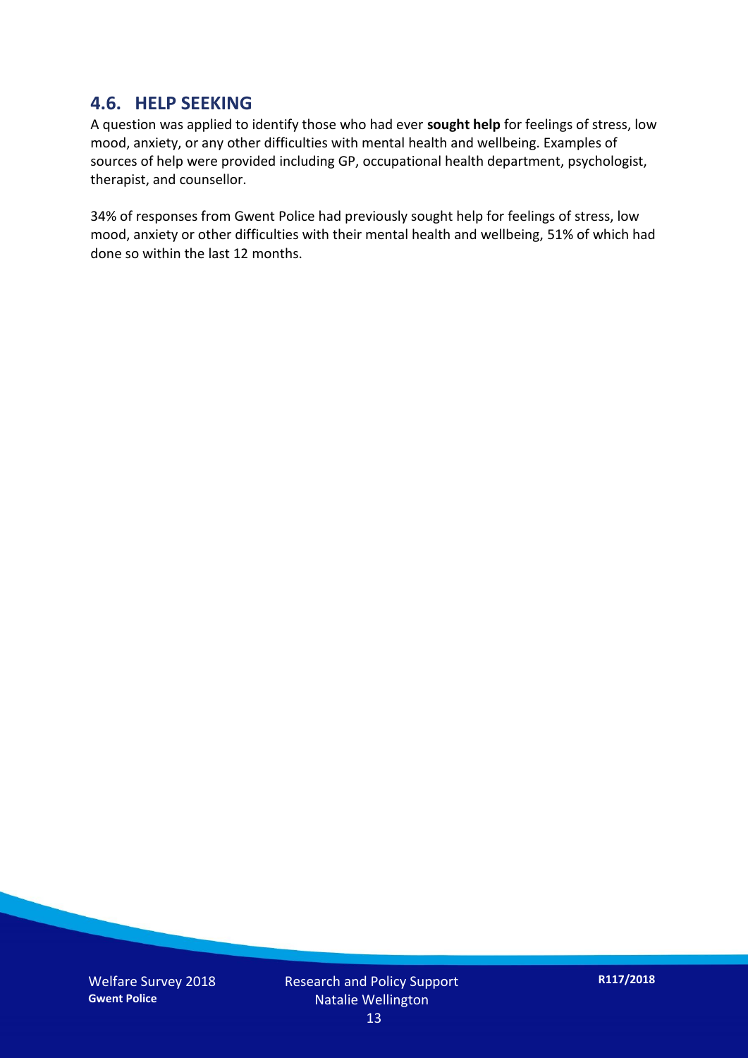## 4.6. HELP SEEKING

A question was applied to identify those who had ever **sought help** for feelings of stress, low mood, anxiety, or any other difficulties with mental health and wellbeing. Examples of sources of help were provided including GP, occupational health department, psychologist, therapist, and counsellor.

34% of responses from Gwent Police had previously sought help for feelings of stress, low mood, anxiety or other difficulties with their mental health and wellbeing, 51% of which had done so within the last 12 months.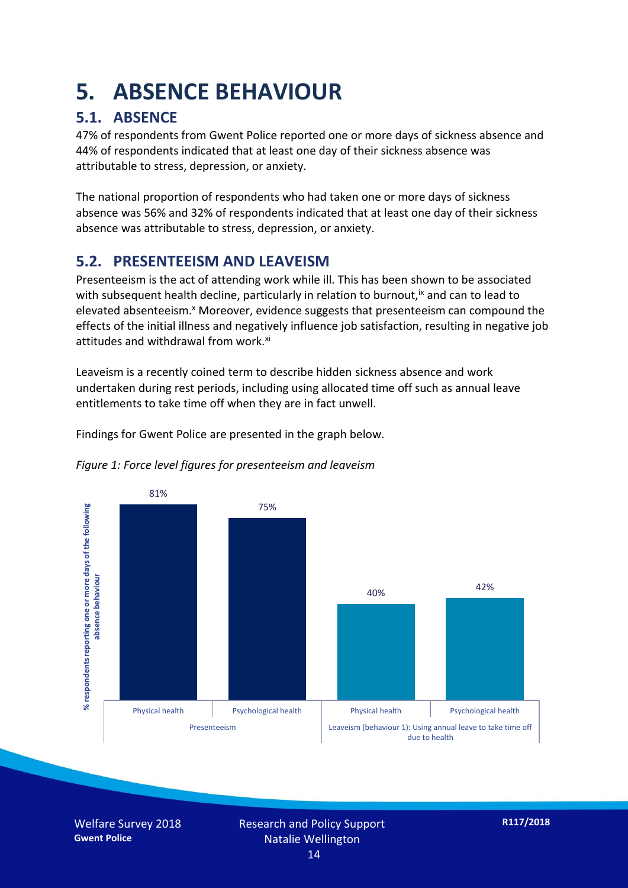# 5. ABSENCE BEHAVIOUR

## 5.1. ABSENCE

47% of respondents from Gwent Police reported one or more days of sickness absence and 44% of respondents indicated that at least one day of their sickness absence was attributable to stress, depression, or anxiety.

The national proportion of respondents who had taken one or more days of sickness absence was 56% and 32% of respondents indicated that at least one day of their sickness absence was attributable to stress, depression, or anxiety.

## 5.2. PRESENTEEISM AND LEAVEISM

Presenteeism is the act of attending work while ill. This has been shown to be associated with subsequent health decline, particularly in relation to burnout,[ix] and can to lead to elevated absenteeism.[x] Moreover, evidence suggests that presenteeism can compound the effects of the initial illness and negatively influence job satisfaction, resulting in negative job attitudes and withdrawal from work.[xi]

Leaveism is a recently coined term to describe hidden sickness absence and work undertaken during rest periods, including using allocated time off such as annual leave entitlements to take time off when they are in fact unwell.

Findings for Gwent Police are presented in the graph below.

*Figure 1: Force level figures for presenteeism and leaveism*

| | Presenteeism | | Leaveism (behaviour 1): Using annual leave to take time off due to health | |
|---|---|---|---|---|
| | Physical health | Psychological health | Physical health | Psychological health |
| % respondents reporting one or more days of the following absence behaviour | 81% | 75% | 40% | 42% |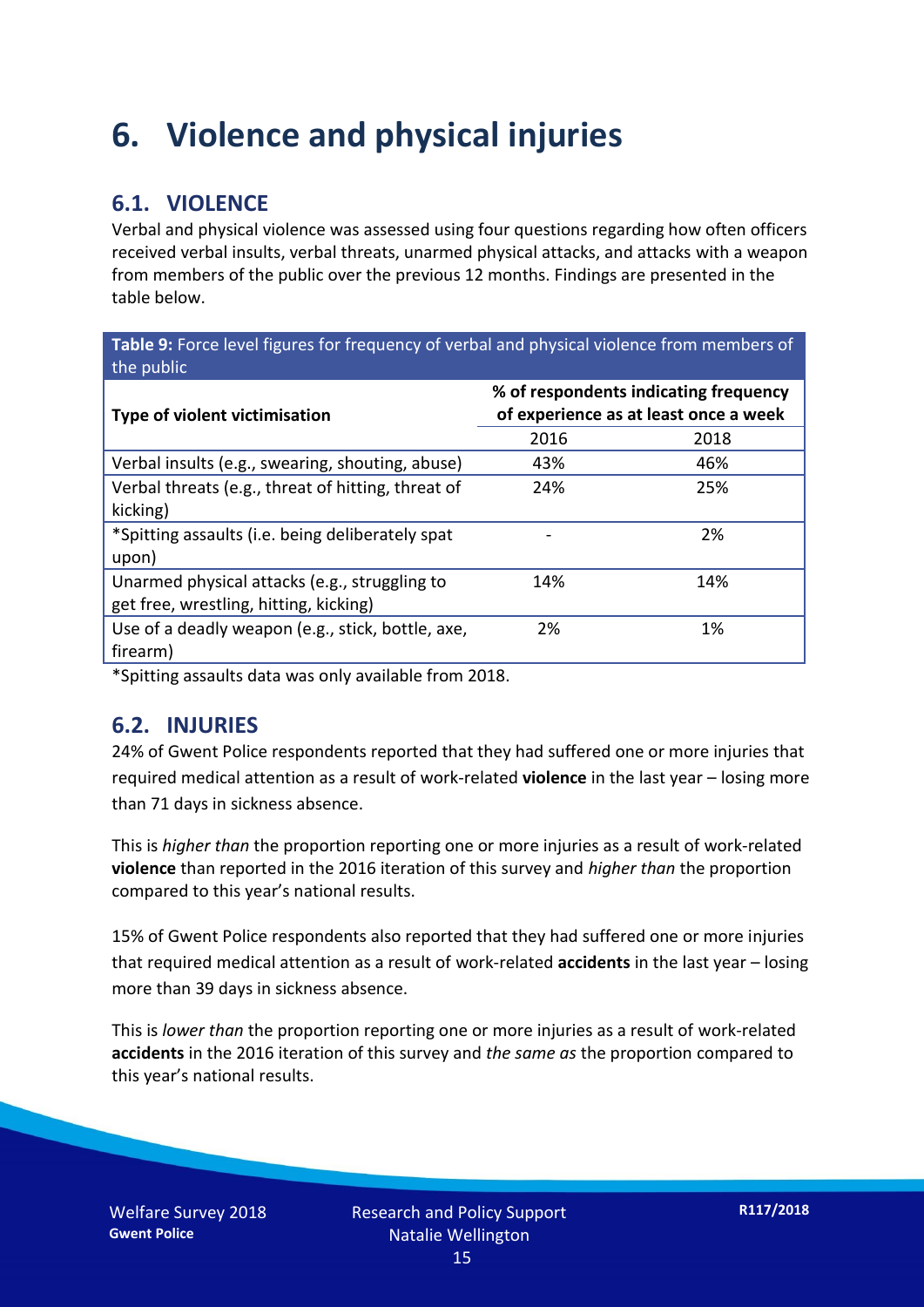# 6. Violence and physical injuries

## 6.1. VIOLENCE

Verbal and physical violence was assessed using four questions regarding how often officers received verbal insults, verbal threats, unarmed physical attacks, and attacks with a weapon from members of the public over the previous 12 months. Findings are presented in the table below.

**Table 9:** Force level figures for frequency of verbal and physical violence from members of the public

| Type of violent victimisation | % of respondents indicating frequency of experience as at least once a week | |
|---|---|---|
| | 2016 | 2018 |
| Verbal insults (e.g., swearing, shouting, abuse) | 43% | 46% |
| Verbal threats (e.g., threat of hitting, threat of kicking) | 24% | 25% |
| *Spitting assaults (i.e. being deliberately spat upon) | - | 2% |
| Unarmed physical attacks (e.g., struggling to get free, wrestling, hitting, kicking) | 14% | 14% |
| Use of a deadly weapon (e.g., stick, bottle, axe, firearm) | 2% | 1% |

*Spitting assaults data was only available from 2018.

## 6.2. INJURIES

24% of Gwent Police respondents reported that they had suffered one or more injuries that required medical attention as a result of work-related **violence** in the last year – losing more than 71 days in sickness absence.

This is *higher than* the proportion reporting one or more injuries as a result of work-related **violence** than reported in the 2016 iteration of this survey and *higher than* the proportion compared to this year's national results.

15% of Gwent Police respondents also reported that they had suffered one or more injuries that required medical attention as a result of work-related **accidents** in the last year – losing more than 39 days in sickness absence.

This is *lower than* the proportion reporting one or more injuries as a result of work-related **accidents** in the 2016 iteration of this survey and *the same as* the proportion compared to this year's national results.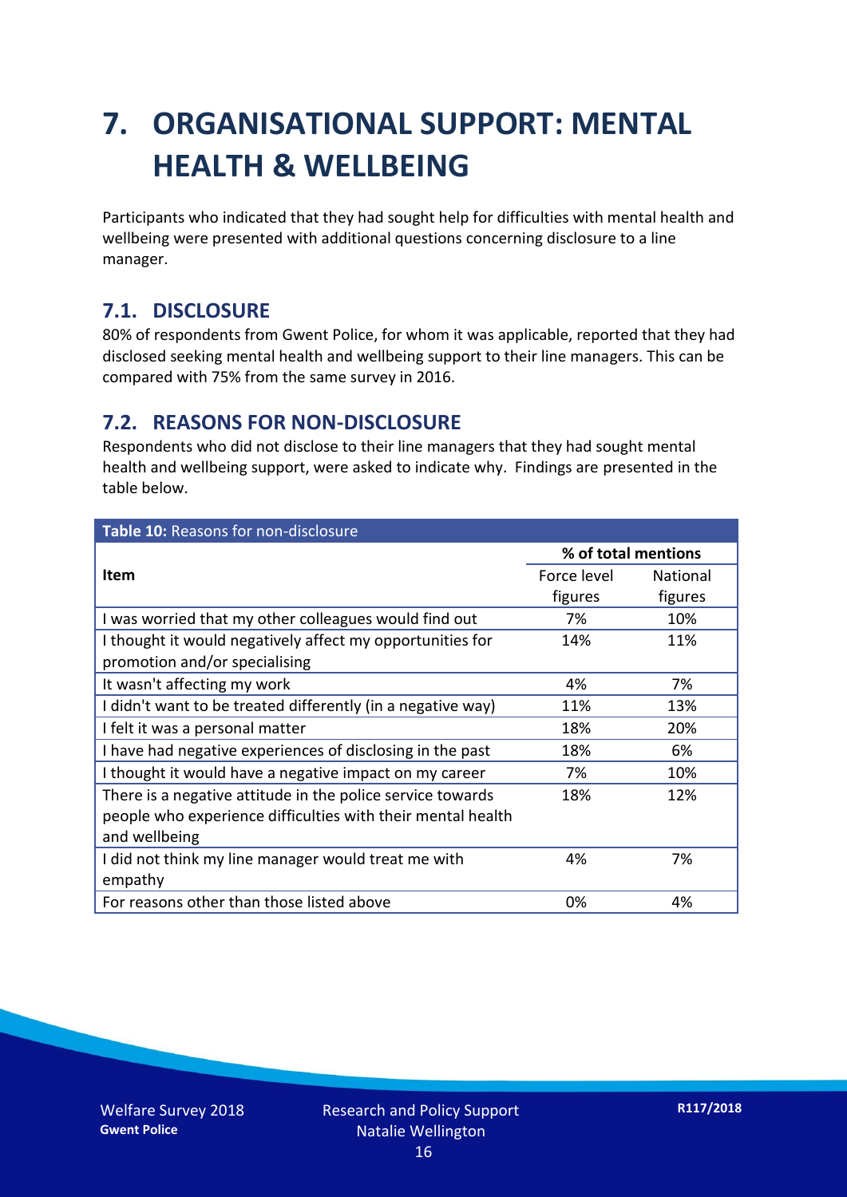# 7. ORGANISATIONAL SUPPORT: MENTAL HEALTH & WELLBEING

Participants who indicated that they had sought help for difficulties with mental health and wellbeing were presented with additional questions concerning disclosure to a line manager.

## 7.1. DISCLOSURE

80% of respondents from Gwent Police, for whom it was applicable, reported that they had disclosed seeking mental health and wellbeing support to their line managers. This can be compared with 75% from the same survey in 2016.

## 7.2. REASONS FOR NON-DISCLOSURE

Respondents who did not disclose to their line managers that they had sought mental health and wellbeing support, were asked to indicate why. Findings are presented in the table below.

**Table 10:** Reasons for non-disclosure

| Item | % of total mentions | |
|---|---|---|
| | Force level figures | National figures |
| I was worried that my other colleagues would find out | 7% | 10% |
| I thought it would negatively affect my opportunities for promotion and/or specialising | 14% | 11% |
| It wasn't affecting my work | 4% | 7% |
| I didn't want to be treated differently (in a negative way) | 11% | 13% |
| I felt it was a personal matter | 18% | 20% |
| I have had negative experiences of disclosing in the past | 18% | 6% |
| I thought it would have a negative impact on my career | 7% | 10% |
| There is a negative attitude in the police service towards people who experience difficulties with their mental health and wellbeing | 18% | 12% |
| I did not think my line manager would treat me with empathy | 4% | 7% |
| For reasons other than those listed above | 0% | 4% |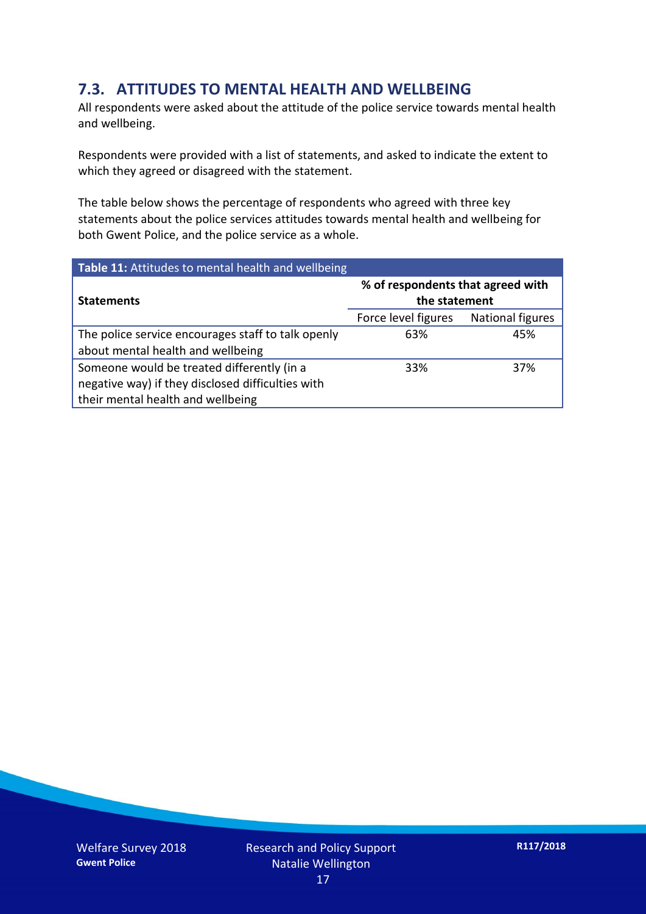## 7.3. ATTITUDES TO MENTAL HEALTH AND WELLBEING

All respondents were asked about the attitude of the police service towards mental health and wellbeing.

Respondents were provided with a list of statements, and asked to indicate the extent to which they agreed or disagreed with the statement.

The table below shows the percentage of respondents who agreed with three key statements about the police services attitudes towards mental health and wellbeing for both Gwent Police, and the police service as a whole.

**Table 11:** Attitudes to mental health and wellbeing

| Statements | % of respondents that agreed with the statement | |
|---|---|---|
| | Force level figures | National figures |
| The police service encourages staff to talk openly about mental health and wellbeing | 63% | 45% |
| Someone would be treated differently (in a negative way) if they disclosed difficulties with their mental health and wellbeing | 33% | 37% |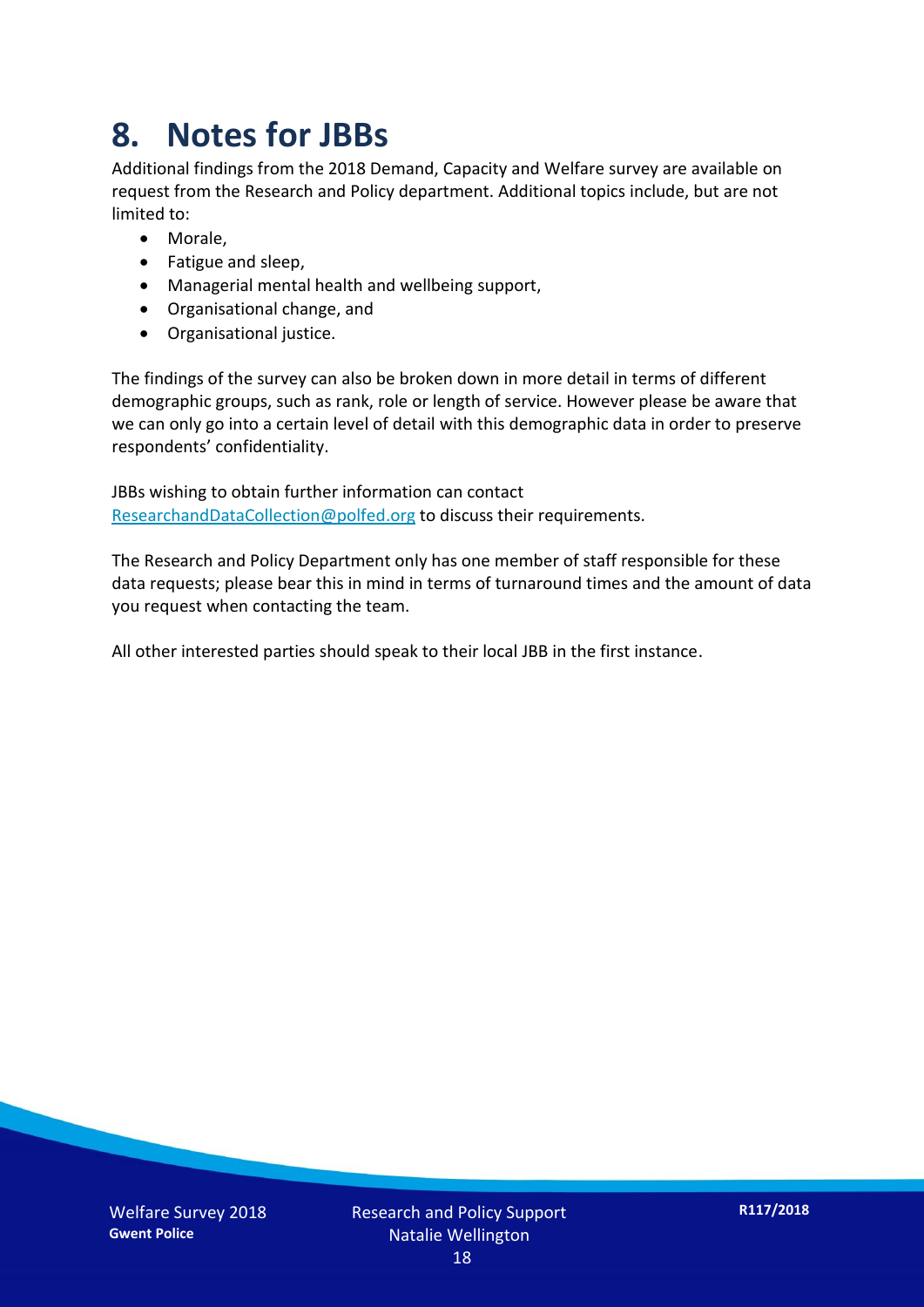# 8. Notes for JBBs

Additional findings from the 2018 Demand, Capacity and Welfare survey are available on request from the Research and Policy department. Additional topics include, but are not limited to:

- Morale,
- Fatigue and sleep,
- Managerial mental health and wellbeing support,
- Organisational change, and
- Organisational justice.

The findings of the survey can also be broken down in more detail in terms of different demographic groups, such as rank, role or length of service. However please be aware that we can only go into a certain level of detail with this demographic data in order to preserve respondents' confidentiality.

JBBs wishing to obtain further information can contact ResearchandDataCollection@polfed.org to discuss their requirements.

The Research and Policy Department only has one member of staff responsible for these data requests; please bear this in mind in terms of turnaround times and the amount of data you request when contacting the team.

All other interested parties should speak to their local JBB in the first instance.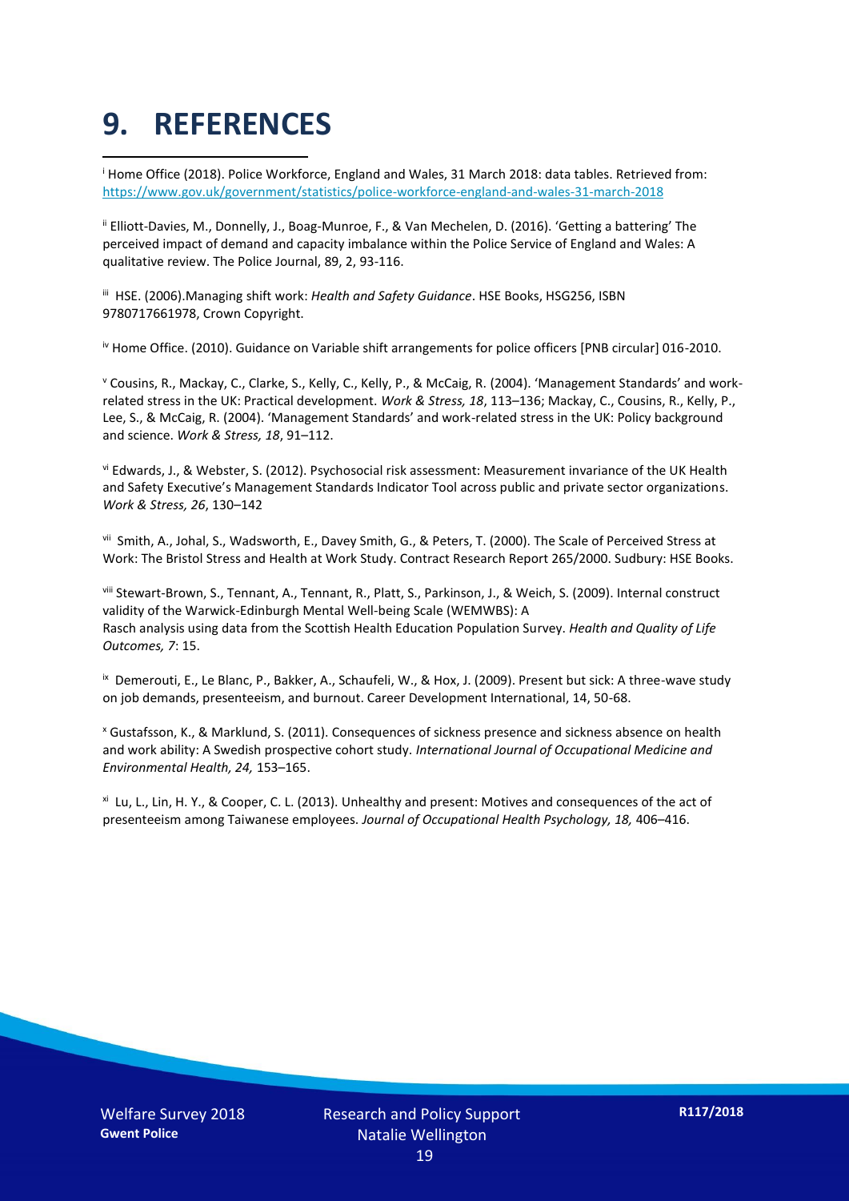# 9. REFERENCES

[i] Home Office (2018). Police Workforce, England and Wales, 31 March 2018: data tables. Retrieved from: https://www.gov.uk/government/statistics/police-workforce-england-and-wales-31-march-2018

[ii] Elliott-Davies, M., Donnelly, J., Boag-Munroe, F., & Van Mechelen, D. (2016). 'Getting a battering' The perceived impact of demand and capacity imbalance within the Police Service of England and Wales: A qualitative review. The Police Journal, 89, 2, 93-116.

[iii] HSE. (2006).Managing shift work: *Health and Safety Guidance*. HSE Books, HSG256, ISBN 9780717661978, Crown Copyright.

[iv] Home Office. (2010). Guidance on Variable shift arrangements for police officers [PNB circular] 016-2010.

[v] Cousins, R., Mackay, C., Clarke, S., Kelly, C., Kelly, P., & McCaig, R. (2004). 'Management Standards' and work-related stress in the UK: Practical development. *Work & Stress, 18*, 113–136; Mackay, C., Cousins, R., Kelly, P., Lee, S., & McCaig, R. (2004). 'Management Standards' and work-related stress in the UK: Policy background and science. *Work & Stress, 18*, 91–112.

[vi] Edwards, J., & Webster, S. (2012). Psychosocial risk assessment: Measurement invariance of the UK Health and Safety Executive's Management Standards Indicator Tool across public and private sector organizations. *Work & Stress, 26*, 130–142

[vii] Smith, A., Johal, S., Wadsworth, E., Davey Smith, G., & Peters, T. (2000). The Scale of Perceived Stress at Work: The Bristol Stress and Health at Work Study. Contract Research Report 265/2000. Sudbury: HSE Books.

[viii] Stewart-Brown, S., Tennant, A., Tennant, R., Platt, S., Parkinson, J., & Weich, S. (2009). Internal construct validity of the Warwick-Edinburgh Mental Well-being Scale (WEMWBS): A Rasch analysis using data from the Scottish Health Education Population Survey. *Health and Quality of Life Outcomes, 7*: 15.

[ix] Demerouti, E., Le Blanc, P., Bakker, A., Schaufeli, W., & Hox, J. (2009). Present but sick: A three-wave study on job demands, presenteeism, and burnout. Career Development International, 14, 50-68.

[x] Gustafsson, K., & Marklund, S. (2011). Consequences of sickness presence and sickness absence on health and work ability: A Swedish prospective cohort study. *International Journal of Occupational Medicine and Environmental Health, 24,* 153–165.

[xi] Lu, L., Lin, H. Y., & Cooper, C. L. (2013). Unhealthy and present: Motives and consequences of the act of presenteeism among Taiwanese employees. *Journal of Occupational Health Psychology, 18,* 406–416.